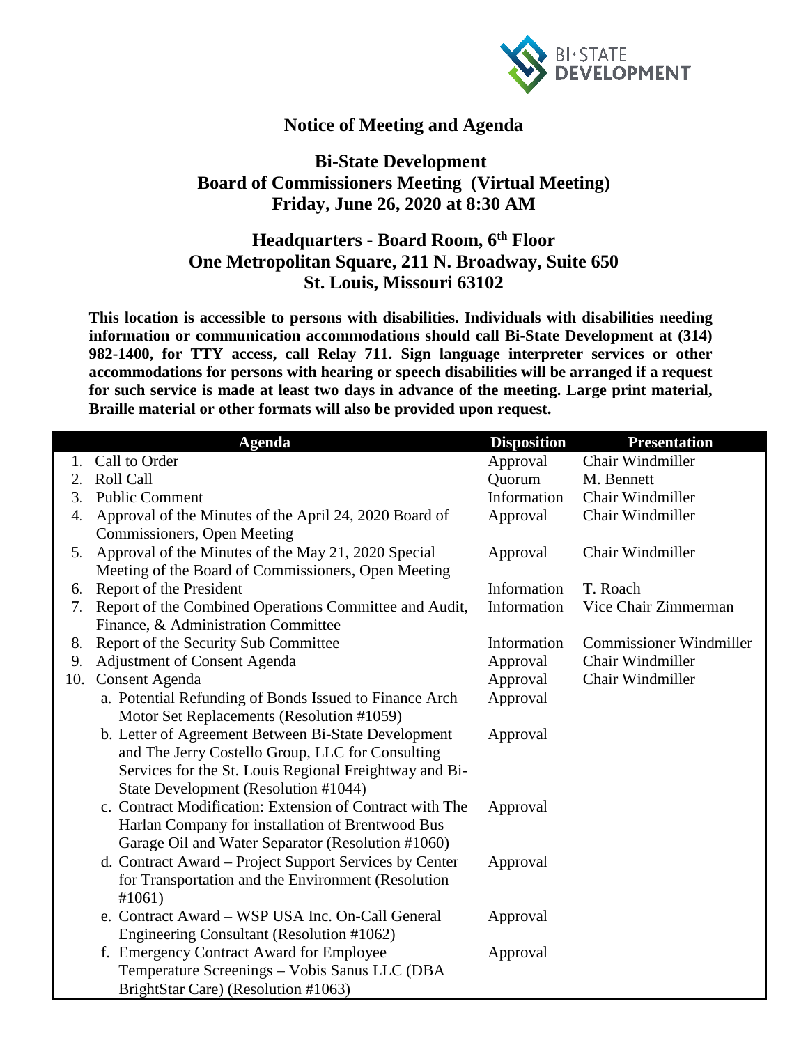# Notice of Meeting and Agenda

## Bi-State Development
## Board of Commissioners Meeting (Virtual Meeting)
## Friday, June 26, 2020 at 8:30 AM

## Headquarters - Board Room, 6th Floor
## One Metropolitan Square, 211 N. Broadway, Suite 650
## St. Louis, Missouri 63102

**This location is accessible to persons with disabilities. Individuals with disabilities needing information or communication accommodations should call Bi-State Development at (314) 982-1400, for TTY access, call Relay 711. Sign language interpreter services or other accommodations for persons with hearing or speech disabilities will be arranged if a request for such service is made at least two days in advance of the meeting. Large print material, Braille material or other formats will also be provided upon request.**

| Agenda | Disposition | Presentation |
|---|---|---|
| 1. Call to Order | Approval | Chair Windmiller |
| 2. Roll Call | Quorum | M. Bennett |
| 3. Public Comment | Information | Chair Windmiller |
| 4. Approval of the Minutes of the April 24, 2020 Board of Commissioners, Open Meeting | Approval | Chair Windmiller |
| 5. Approval of the Minutes of the May 21, 2020 Special Meeting of the Board of Commissioners, Open Meeting | Approval | Chair Windmiller |
| 6. Report of the President | Information | T. Roach |
| 7. Report of the Combined Operations Committee and Audit, Finance, & Administration Committee | Information | Vice Chair Zimmerman |
| 8. Report of the Security Sub Committee | Information | Commissioner Windmiller |
| 9. Adjustment of Consent Agenda | Approval | Chair Windmiller |
| 10. Consent Agenda | Approval | Chair Windmiller |
| a. Potential Refunding of Bonds Issued to Finance Arch Motor Set Replacements (Resolution #1059) | Approval | |
| b. Letter of Agreement Between Bi-State Development and The Jerry Costello Group, LLC for Consulting Services for the St. Louis Regional Freightway and Bi-State Development (Resolution #1044) | Approval | |
| c. Contract Modification: Extension of Contract with The Harlan Company for installation of Brentwood Bus Garage Oil and Water Separator (Resolution #1060) | Approval | |
| d. Contract Award – Project Support Services by Center for Transportation and the Environment (Resolution #1061) | Approval | |
| e. Contract Award – WSP USA Inc. On-Call General Engineering Consultant (Resolution #1062) | Approval | |
| f. Emergency Contract Award for Employee Temperature Screenings – Vobis Sanus LLC (DBA BrightStar Care) (Resolution #1063) | Approval | |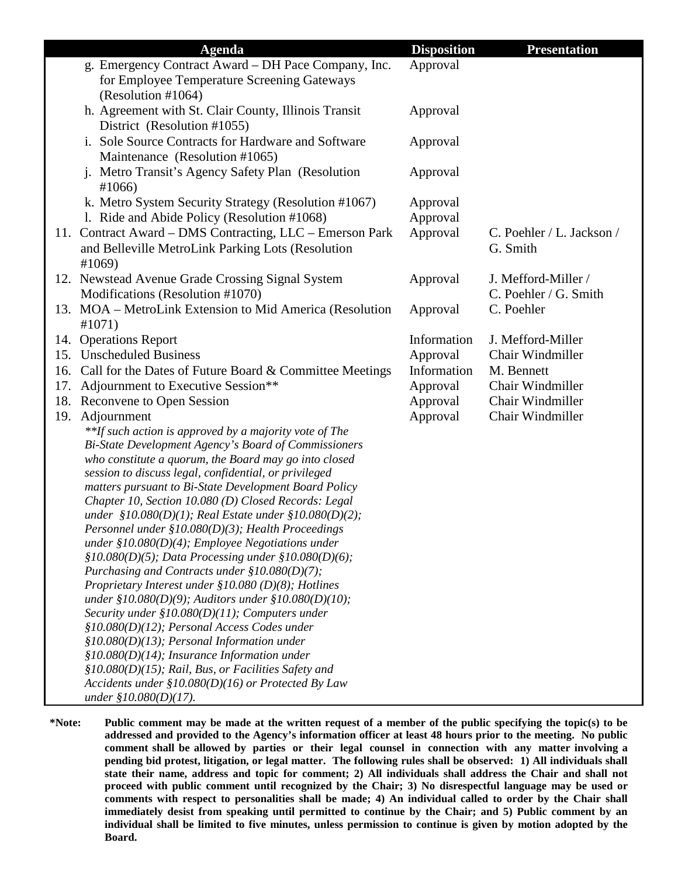| Agenda | Disposition | Presentation |
|---|---|---|
| g. Emergency Contract Award – DH Pace Company, Inc. for Employee Temperature Screening Gateways (Resolution #1064) | Approval | |
| h. Agreement with St. Clair County, Illinois Transit District (Resolution #1055) | Approval | |
| i. Sole Source Contracts for Hardware and Software Maintenance (Resolution #1065) | Approval | |
| j. Metro Transit's Agency Safety Plan (Resolution #1066) | Approval | |
| k. Metro System Security Strategy (Resolution #1067) | Approval | |
| l. Ride and Abide Policy (Resolution #1068) | Approval | |
| 11. Contract Award – DMS Contracting, LLC – Emerson Park and Belleville MetroLink Parking Lots (Resolution #1069) | Approval | C. Poehler / L. Jackson / G. Smith |
| 12. Newstead Avenue Grade Crossing Signal System Modifications (Resolution #1070) | Approval | J. Mefford-Miller / C. Poehler / G. Smith |
| 13. MOA – MetroLink Extension to Mid America (Resolution #1071) | Approval | C. Poehler |
| 14. Operations Report | Information | J. Mefford-Miller |
| 15. Unscheduled Business | Approval | Chair Windmiller |
| 16. Call for the Dates of Future Board & Committee Meetings | Information | M. Bennett |
| 17. Adjournment to Executive Session** | Approval | Chair Windmiller |
| 18. Reconvene to Open Session | Approval | Chair Windmiller |
| 19. Adjournment | Approval | Chair Windmiller |
| *\*\*If such action is approved by a majority vote of The Bi-State Development Agency's Board of Commissioners who constitute a quorum, the Board may go into closed session to discuss legal, confidential, or privileged matters pursuant to Bi-State Development Board Policy Chapter 10, Section 10.080 (D) Closed Records: Legal under §10.080(D)(1); Real Estate under §10.080(D)(2); Personnel under §10.080(D)(3); Health Proceedings under §10.080(D)(4); Employee Negotiations under §10.080(D)(5); Data Processing under §10.080(D)(6); Purchasing and Contracts under §10.080(D)(7); Proprietary Interest under §10.080 (D)(8); Hotlines under §10.080(D)(9); Auditors under §10.080(D)(10); Security under §10.080(D)(11); Computers under §10.080(D)(12); Personal Access Codes under §10.080(D)(13); Personal Information under §10.080(D)(14); Insurance Information under §10.080(D)(15); Rail, Bus, or Facilities Safety and Accidents under §10.080(D)(16) or Protected By Law under §10.080(D)(17).* | | |

**\*Note: Public comment may be made at the written request of a member of the public specifying the topic(s) to be addressed and provided to the Agency's information officer at least 48 hours prior to the meeting. No public comment shall be allowed by parties or their legal counsel in connection with any matter involving a pending bid protest, litigation, or legal matter. The following rules shall be observed: 1) All individuals shall state their name, address and topic for comment; 2) All individuals shall address the Chair and shall not proceed with public comment until recognized by the Chair; 3) No disrespectful language may be used or comments with respect to personalities shall be made; 4) An individual called to order by the Chair shall immediately desist from speaking until permitted to continue by the Chair; and 5) Public comment by an individual shall be limited to five minutes, unless permission to continue is given by motion adopted by the Board.**